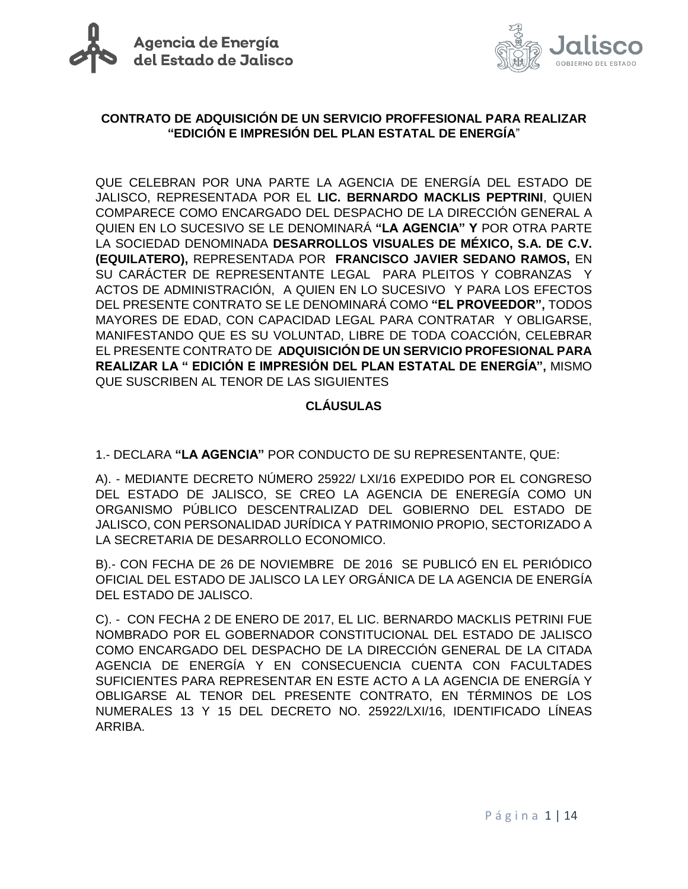**CONTRATO DE ADQUISICIÓN DE UN SERVICIO PROFFESIONAL PARA REALIZAR "EDICIÓN E IMPRESIÓN DEL PLAN ESTATAL DE ENERGÍA"**

QUE CELEBRAN POR UNA PARTE LA AGENCIA DE ENERGÍA DEL ESTADO DE JALISCO, REPRESENTADA POR EL **LIC. BERNARDO MACKLIS PEPTRINI**, QUIEN COMPARECE COMO ENCARGADO DEL DESPACHO DE LA DIRECCIÓN GENERAL A QUIEN EN LO SUCESIVO SE LE DENOMINARÁ **"LA AGENCIA" Y** POR OTRA PARTE LA SOCIEDAD DENOMINADA **DESARROLLOS VISUALES DE MÉXICO, S.A. DE C.V. (EQUILATERO),** REPRESENTADA POR **FRANCISCO JAVIER SEDANO RAMOS,** EN SU CARÁCTER DE REPRESENTANTE LEGAL PARA PLEITOS Y COBRANZAS Y ACTOS DE ADMINISTRACIÓN, A QUIEN EN LO SUCESIVO Y PARA LOS EFECTOS DEL PRESENTE CONTRATO SE LE DENOMINARÁ COMO **"EL PROVEEDOR",** TODOS MAYORES DE EDAD, CON CAPACIDAD LEGAL PARA CONTRATAR Y OBLIGARSE, MANIFESTANDO QUE ES SU VOLUNTAD, LIBRE DE TODA COACCIÓN, CELEBRAR EL PRESENTE CONTRATO DE **ADQUISICIÓN DE UN SERVICIO PROFESIONAL PARA REALIZAR LA " EDICIÓN E IMPRESIÓN DEL PLAN ESTATAL DE ENERGÍA",** MISMO QUE SUSCRIBEN AL TENOR DE LAS SIGUIENTES

**CLÁUSULAS**

1.- DECLARA **"LA AGENCIA"** POR CONDUCTO DE SU REPRESENTANTE, QUE:

A). - MEDIANTE DECRETO NÚMERO 25922/ LXI/16 EXPEDIDO POR EL CONGRESO DEL ESTADO DE JALISCO, SE CREO LA AGENCIA DE ENEREGÍA COMO UN ORGANISMO PÚBLICO DESCENTRALIZAD DEL GOBIERNO DEL ESTADO DE JALISCO, CON PERSONALIDAD JURÍDICA Y PATRIMONIO PROPIO, SECTORIZADO A LA SECRETARIA DE DESARROLLO ECONOMICO.

B).- CON FECHA DE 26 DE NOVIEMBRE DE 2016 SE PUBLICÓ EN EL PERIÓDICO OFICIAL DEL ESTADO DE JALISCO LA LEY ORGÁNICA DE LA AGENCIA DE ENERGÍA DEL ESTADO DE JALISCO.

C). - CON FECHA 2 DE ENERO DE 2017, EL LIC. BERNARDO MACKLIS PETRINI FUE NOMBRADO POR EL GOBERNADOR CONSTITUCIONAL DEL ESTADO DE JALISCO COMO ENCARGADO DEL DESPACHO DE LA DIRECCIÓN GENERAL DE LA CITADA AGENCIA DE ENERGÍA Y EN CONSECUENCIA CUENTA CON FACULTADES SUFICIENTES PARA REPRESENTAR EN ESTE ACTO A LA AGENCIA DE ENERGÍA Y OBLIGARSE AL TENOR DEL PRESENTE CONTRATO, EN TÉRMINOS DE LOS NUMERALES 13 Y 15 DEL DECRETO NO. 25922/LXI/16, IDENTIFICADO LÍNEAS ARRIBA.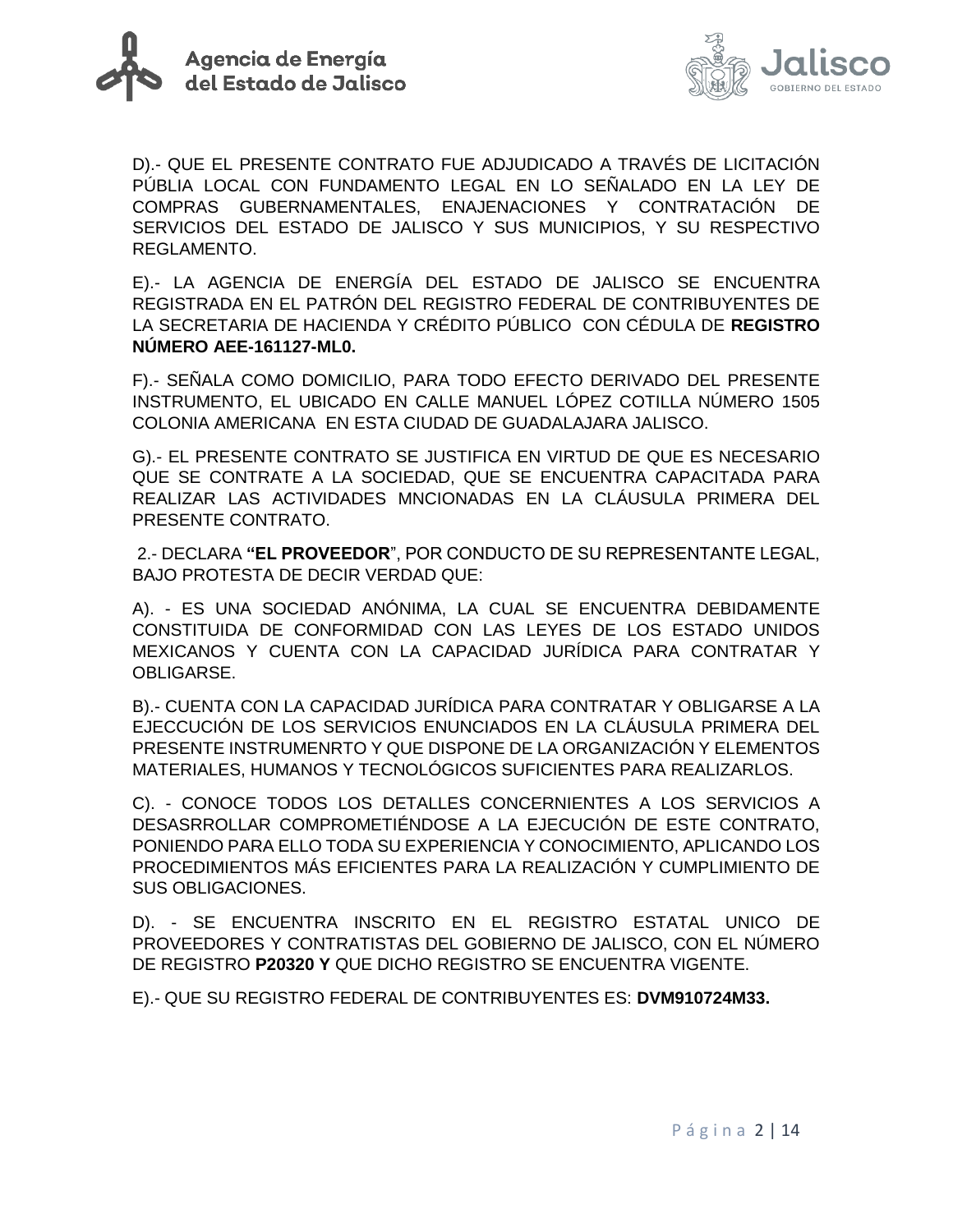D).- QUE EL PRESENTE CONTRATO FUE ADJUDICADO A TRAVÉS DE LICITACIÓN PÚBLIA LOCAL CON FUNDAMENTO LEGAL EN LO SEÑALADO EN LA LEY DE COMPRAS GUBERNAMENTALES, ENAJENACIONES Y CONTRATACIÓN DE SERVICIOS DEL ESTADO DE JALISCO Y SUS MUNICIPIOS, Y SU RESPECTIVO REGLAMENTO.

E).- LA AGENCIA DE ENERGÍA DEL ESTADO DE JALISCO SE ENCUENTRA REGISTRADA EN EL PATRÓN DEL REGISTRO FEDERAL DE CONTRIBUYENTES DE LA SECRETARIA DE HACIENDA Y CRÉDITO PÚBLICO CON CÉDULA DE **REGISTRO NÚMERO AEE-161127-ML0.**

F).- SEÑALA COMO DOMICILIO, PARA TODO EFECTO DERIVADO DEL PRESENTE INSTRUMENTO, EL UBICADO EN CALLE MANUEL LÓPEZ COTILLA NÚMERO 1505 COLONIA AMERICANA EN ESTA CIUDAD DE GUADALAJARA JALISCO.

G).- EL PRESENTE CONTRATO SE JUSTIFICA EN VIRTUD DE QUE ES NECESARIO QUE SE CONTRATE A LA SOCIEDAD, QUE SE ENCUENTRA CAPACITADA PARA REALIZAR LAS ACTIVIDADES MNCIONADAS EN LA CLÁUSULA PRIMERA DEL PRESENTE CONTRATO.

2.- DECLARA **"EL PROVEEDOR"**, POR CONDUCTO DE SU REPRESENTANTE LEGAL, BAJO PROTESTA DE DECIR VERDAD QUE:

A). - ES UNA SOCIEDAD ANÓNIMA, LA CUAL SE ENCUENTRA DEBIDAMENTE CONSTITUIDA DE CONFORMIDAD CON LAS LEYES DE LOS ESTADO UNIDOS MEXICANOS Y CUENTA CON LA CAPACIDAD JURÍDICA PARA CONTRATAR Y OBLIGARSE.

B).- CUENTA CON LA CAPACIDAD JURÍDICA PARA CONTRATAR Y OBLIGARSE A LA EJECCUCIÓN DE LOS SERVICIOS ENUNCIADOS EN LA CLÁUSULA PRIMERA DEL PRESENTE INSTRUMENRTO Y QUE DISPONE DE LA ORGANIZACIÓN Y ELEMENTOS MATERIALES, HUMANOS Y TECNOLÓGICOS SUFICIENTES PARA REALIZARLOS.

C). - CONOCE TODOS LOS DETALLES CONCERNIENTES A LOS SERVICIOS A DESASRROLLAR COMPROMETIÉNDOSE A LA EJECUCIÓN DE ESTE CONTRATO, PONIENDO PARA ELLO TODA SU EXPERIENCIA Y CONOCIMIENTO, APLICANDO LOS PROCEDIMIENTOS MÁS EFICIENTES PARA LA REALIZACIÓN Y CUMPLIMIENTO DE SUS OBLIGACIONES.

D). - SE ENCUENTRA INSCRITO EN EL REGISTRO ESTATAL UNICO DE PROVEEDORES Y CONTRATISTAS DEL GOBIERNO DE JALISCO, CON EL NÚMERO DE REGISTRO **P20320 Y** QUE DICHO REGISTRO SE ENCUENTRA VIGENTE.

E).- QUE SU REGISTRO FEDERAL DE CONTRIBUYENTES ES: **DVM910724M33.**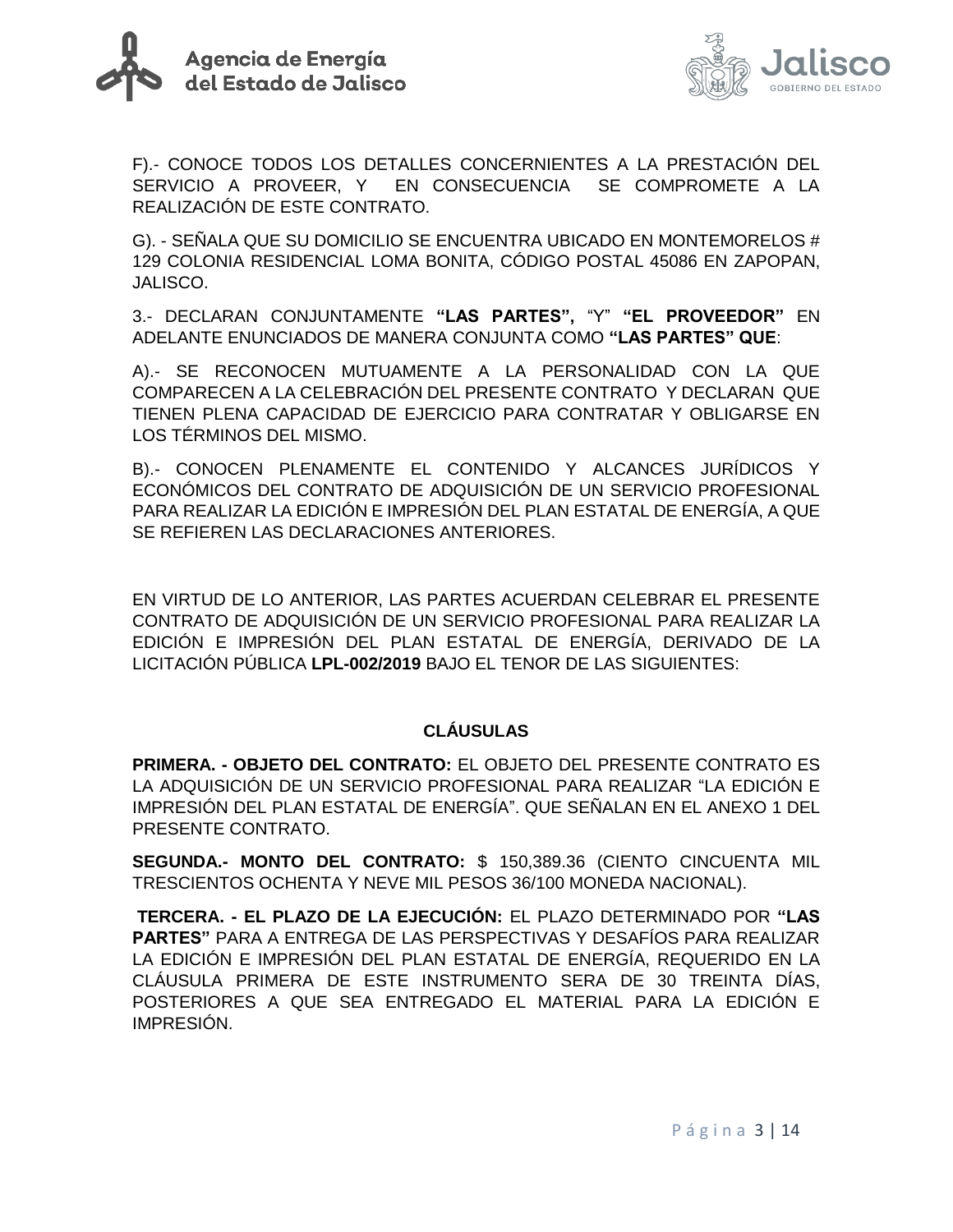F).- CONOCE TODOS LOS DETALLES CONCERNIENTES A LA PRESTACIÓN DEL SERVICIO A PROVEER, Y EN CONSECUENCIA SE COMPROMETE A LA REALIZACIÓN DE ESTE CONTRATO.

G). - SEÑALA QUE SU DOMICILIO SE ENCUENTRA UBICADO EN MONTEMORELOS # 129 COLONIA RESIDENCIAL LOMA BONITA, CÓDIGO POSTAL 45086 EN ZAPOPAN, JALISCO.

3.- DECLARAN CONJUNTAMENTE **"LAS PARTES",** "Y" **"EL PROVEEDOR"** EN ADELANTE ENUNCIADOS DE MANERA CONJUNTA COMO **"LAS PARTES" QUE**:

A).- SE RECONOCEN MUTUAMENTE A LA PERSONALIDAD CON LA QUE COMPARECEN A LA CELEBRACIÓN DEL PRESENTE CONTRATO Y DECLARAN QUE TIENEN PLENA CAPACIDAD DE EJERCICIO PARA CONTRATAR Y OBLIGARSE EN LOS TÉRMINOS DEL MISMO.

B).- CONOCEN PLENAMENTE EL CONTENIDO Y ALCANCES JURÍDICOS Y ECONÓMICOS DEL CONTRATO DE ADQUISICIÓN DE UN SERVICIO PROFESIONAL PARA REALIZAR LA EDICIÓN E IMPRESIÓN DEL PLAN ESTATAL DE ENERGÍA, A QUE SE REFIEREN LAS DECLARACIONES ANTERIORES.

EN VIRTUD DE LO ANTERIOR, LAS PARTES ACUERDAN CELEBRAR EL PRESENTE CONTRATO DE ADQUISICIÓN DE UN SERVICIO PROFESIONAL PARA REALIZAR LA EDICIÓN E IMPRESIÓN DEL PLAN ESTATAL DE ENERGÍA, DERIVADO DE LA LICITACIÓN PÚBLICA **LPL-002/2019** BAJO EL TENOR DE LAS SIGUIENTES:

## CLÁUSULAS

**PRIMERA. - OBJETO DEL CONTRATO:** EL OBJETO DEL PRESENTE CONTRATO ES LA ADQUISICIÓN DE UN SERVICIO PROFESIONAL PARA REALIZAR "LA EDICIÓN E IMPRESIÓN DEL PLAN ESTATAL DE ENERGÍA". QUE SEÑALAN EN EL ANEXO 1 DEL PRESENTE CONTRATO.

**SEGUNDA.- MONTO DEL CONTRATO:** $ 150,389.36 (CIENTO CINCUENTA MIL TRESCIENTOS OCHENTA Y NEVE MIL PESOS 36/100 MONEDA NACIONAL).

**TERCERA. - EL PLAZO DE LA EJECUCIÓN:** EL PLAZO DETERMINADO POR **"LAS PARTES"** PARA A ENTREGA DE LAS PERSPECTIVAS Y DESAFÍOS PARA REALIZAR LA EDICIÓN E IMPRESIÓN DEL PLAN ESTATAL DE ENERGÍA, REQUERIDO EN LA CLÁUSULA PRIMERA DE ESTE INSTRUMENTO SERA DE 30 TREINTA DÍAS, POSTERIORES A QUE SEA ENTREGADO EL MATERIAL PARA LA EDICIÓN E IMPRESIÓN.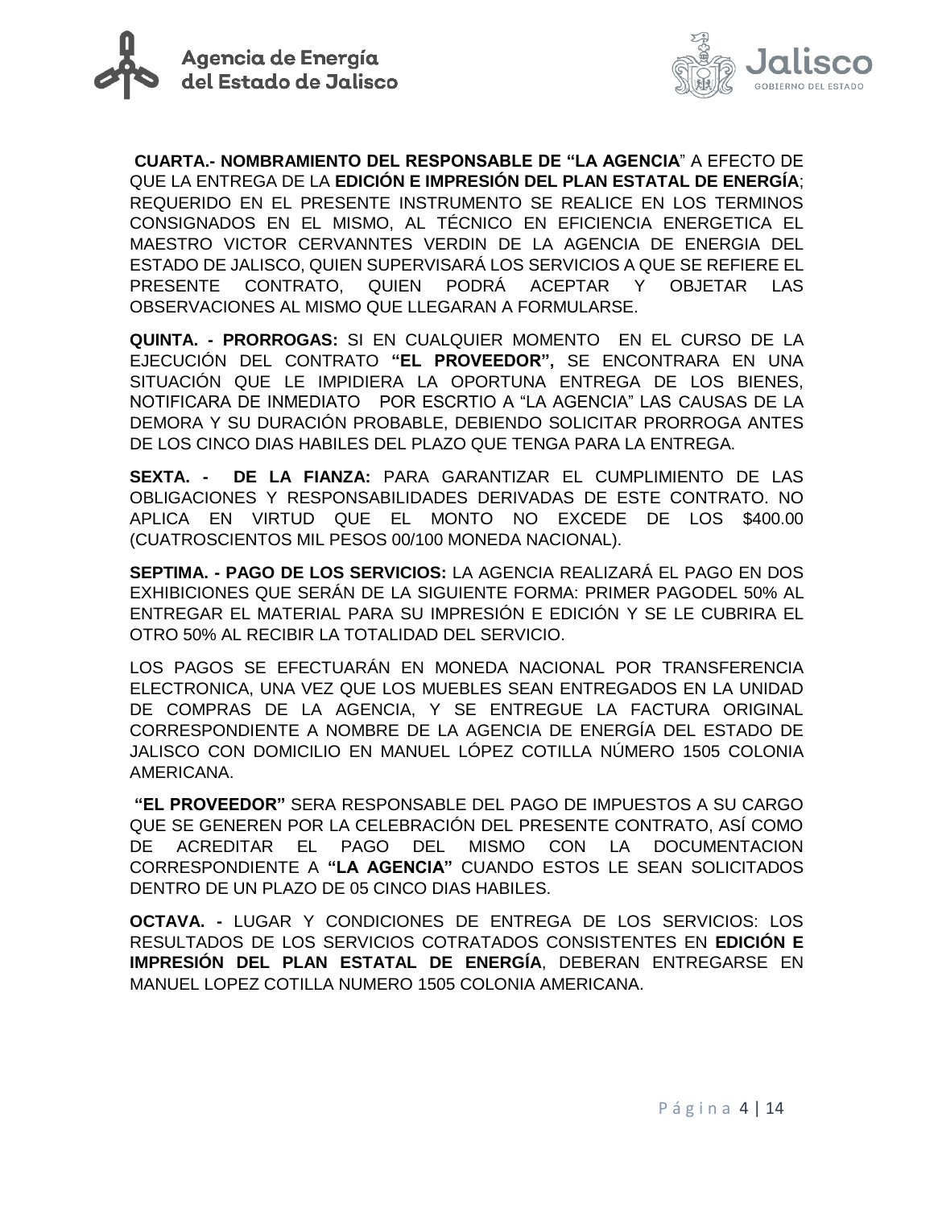**CUARTA.- NOMBRAMIENTO DEL RESPONSABLE DE "LA AGENCIA**" A EFECTO DE QUE LA ENTREGA DE LA **EDICIÓN E IMPRESIÓN DEL PLAN ESTATAL DE ENERGÍA**; REQUERIDO EN EL PRESENTE INSTRUMENTO SE REALICE EN LOS TERMINOS CONSIGNADOS EN EL MISMO, AL TÉCNICO EN EFICIENCIA ENERGETICA EL MAESTRO VICTOR CERVANNTES VERDIN DE LA AGENCIA DE ENERGIA DEL ESTADO DE JALISCO, QUIEN SUPERVISARÁ LOS SERVICIOS A QUE SE REFIERE EL PRESENTE CONTRATO, QUIEN PODRÁ ACEPTAR Y OBJETAR LAS OBSERVACIONES AL MISMO QUE LLEGARAN A FORMULARSE.

**QUINTA. - PRORROGAS:** SI EN CUALQUIER MOMENTO EN EL CURSO DE LA EJECUCIÓN DEL CONTRATO **"EL PROVEEDOR",** SE ENCONTRARA EN UNA SITUACIÓN QUE LE IMPIDIERA LA OPORTUNA ENTREGA DE LOS BIENES, NOTIFICARA DE INMEDIATO POR ESCRTIO A "LA AGENCIA" LAS CAUSAS DE LA DEMORA Y SU DURACIÓN PROBABLE, DEBIENDO SOLICITAR PRORROGA ANTES DE LOS CINCO DIAS HABILES DEL PLAZO QUE TENGA PARA LA ENTREGA.

**SEXTA. - DE LA FIANZA:** PARA GARANTIZAR EL CUMPLIMIENTO DE LAS OBLIGACIONES Y RESPONSABILIDADES DERIVADAS DE ESTE CONTRATO. NO APLICA EN VIRTUD QUE EL MONTO NO EXCEDE DE LOS $400.00 (CUATROSCIENTOS MIL PESOS 00/100 MONEDA NACIONAL).

**SEPTIMA. - PAGO DE LOS SERVICIOS:** LA AGENCIA REALIZARÁ EL PAGO EN DOS EXHIBICIONES QUE SERÁN DE LA SIGUIENTE FORMA: PRIMER PAGODEL 50% AL ENTREGAR EL MATERIAL PARA SU IMPRESIÓN E EDICIÓN Y SE LE CUBRIRA EL OTRO 50% AL RECIBIR LA TOTALIDAD DEL SERVICIO.

LOS PAGOS SE EFECTUARÁN EN MONEDA NACIONAL POR TRANSFERENCIA ELECTRONICA, UNA VEZ QUE LOS MUEBLES SEAN ENTREGADOS EN LA UNIDAD DE COMPRAS DE LA AGENCIA, Y SE ENTREGUE LA FACTURA ORIGINAL CORRESPONDIENTE A NOMBRE DE LA AGENCIA DE ENERGÍA DEL ESTADO DE JALISCO CON DOMICILIO EN MANUEL LÓPEZ COTILLA NÚMERO 1505 COLONIA AMERICANA.

**"EL PROVEEDOR"** SERA RESPONSABLE DEL PAGO DE IMPUESTOS A SU CARGO QUE SE GENEREN POR LA CELEBRACIÓN DEL PRESENTE CONTRATO, ASÍ COMO DE ACREDITAR EL PAGO DEL MISMO CON LA DOCUMENTACION CORRESPONDIENTE A **"LA AGENCIA"** CUANDO ESTOS LE SEAN SOLICITADOS DENTRO DE UN PLAZO DE 05 CINCO DIAS HABILES.

**OCTAVA. -** LUGAR Y CONDICIONES DE ENTREGA DE LOS SERVICIOS: LOS RESULTADOS DE LOS SERVICIOS COTRATADOS CONSISTENTES EN **EDICIÓN E IMPRESIÓN DEL PLAN ESTATAL DE ENERGÍA**, DEBERAN ENTREGARSE EN MANUEL LOPEZ COTILLA NUMERO 1505 COLONIA AMERICANA.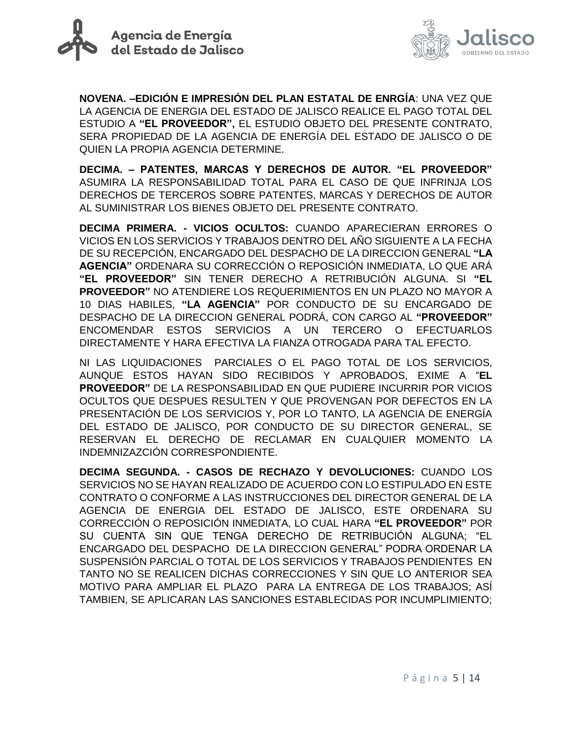**NOVENA. –EDICIÓN E IMPRESIÓN DEL PLAN ESTATAL DE ENRGÍA**: UNA VEZ QUE LA AGENCIA DE ENERGIA DEL ESTADO DE JALISCO REALICE EL PAGO TOTAL DEL ESTUDIO A **"EL PROVEEDOR",** EL ESTUDIO OBJETO DEL PRESENTE CONTRATO, SERA PROPIEDAD DE LA AGENCIA DE ENERGÍA DEL ESTADO DE JALISCO O DE QUIEN LA PROPIA AGENCIA DETERMINE.

**DECIMA. – PATENTES, MARCAS Y DERECHOS DE AUTOR. "EL PROVEEDOR"** ASUMIRA LA RESPONSABILIDAD TOTAL PARA EL CASO DE QUE INFRINJA LOS DERECHOS DE TERCEROS SOBRE PATENTES, MARCAS Y DERECHOS DE AUTOR AL SUMINISTRAR LOS BIENES OBJETO DEL PRESENTE CONTRATO.

**DECIMA PRIMERA. - VICIOS OCULTOS:** CUANDO APARECIERAN ERRORES O VICIOS EN LOS SERVICIOS Y TRABAJOS DENTRO DEL AÑO SIGUIENTE A LA FECHA DE SU RECEPCIÓN, ENCARGADO DEL DESPACHO DE LA DIRECCION GENERAL **"LA AGENCIA"** ORDENARA SU CORRECCIÓN O REPOSICIÓN INMEDIATA, LO QUE ARÁ **"EL PROVEEDOR"** SIN TENER DERECHO A RETRIBUCIÓN ALGUNA. SI **"EL PROVEEDOR"** NO ATENDIERE LOS REQUERIMIENTOS EN UN PLAZO NO MAYOR A 10 DIAS HABILES, **"LA AGENCIA"** POR CONDUCTO DE SU ENCARGADO DE DESPACHO DE LA DIRECCION GENERAL PODRÁ, CON CARGO AL **"PROVEEDOR"** ENCOMENDAR ESTOS SERVICIOS A UN TERCERO O EFECTUARLOS DIRECTAMENTE Y HARA EFECTIVA LA FIANZA OTROGADA PARA TAL EFECTO.

NI LAS LIQUIDACIONES PARCIALES O EL PAGO TOTAL DE LOS SERVICIOS, AUNQUE ESTOS HAYAN SIDO RECIBIDOS Y APROBADOS, EXIME A "**EL PROVEEDOR"** DE LA RESPONSABILIDAD EN QUE PUDIERE INCURRIR POR VICIOS OCULTOS QUE DESPUES RESULTEN Y QUE PROVENGAN POR DEFECTOS EN LA PRESENTACIÓN DE LOS SERVICIOS Y, POR LO TANTO, LA AGENCIA DE ENERGÍA DEL ESTADO DE JALISCO, POR CONDUCTO DE SU DIRECTOR GENERAL, SE RESERVAN EL DERECHO DE RECLAMAR EN CUALQUIER MOMENTO LA INDEMNIZAZCIÓN CORRESPONDIENTE.

**DECIMA SEGUNDA. - CASOS DE RECHAZO Y DEVOLUCIONES:** CUANDO LOS SERVICIOS NO SE HAYAN REALIZADO DE ACUERDO CON LO ESTIPULADO EN ESTE CONTRATO O CONFORME A LAS INSTRUCCIONES DEL DIRECTOR GENERAL DE LA AGENCIA DE ENERGIA DEL ESTADO DE JALISCO, ESTE ORDENARA SU CORRECCIÓN O REPOSICIÓN INMEDIATA, LO CUAL HARA **"EL PROVEEDOR"** POR SU CUENTA SIN QUE TENGA DERECHO DE RETRIBUCIÓN ALGUNA; "EL ENCARGADO DEL DESPACHO DE LA DIRECCION GENERAL" PODRA ORDENAR LA SUSPENSIÓN PARCIAL O TOTAL DE LOS SERVICIOS Y TRABAJOS PENDIENTES EN TANTO NO SE REALICEN DICHAS CORRECCIONES Y SIN QUE LO ANTERIOR SEA MOTIVO PARA AMPLIAR EL PLAZO PARA LA ENTREGA DE LOS TRABAJOS; ASÍ TAMBIEN, SE APLICARAN LAS SANCIONES ESTABLECIDAS POR INCUMPLIMIENTO;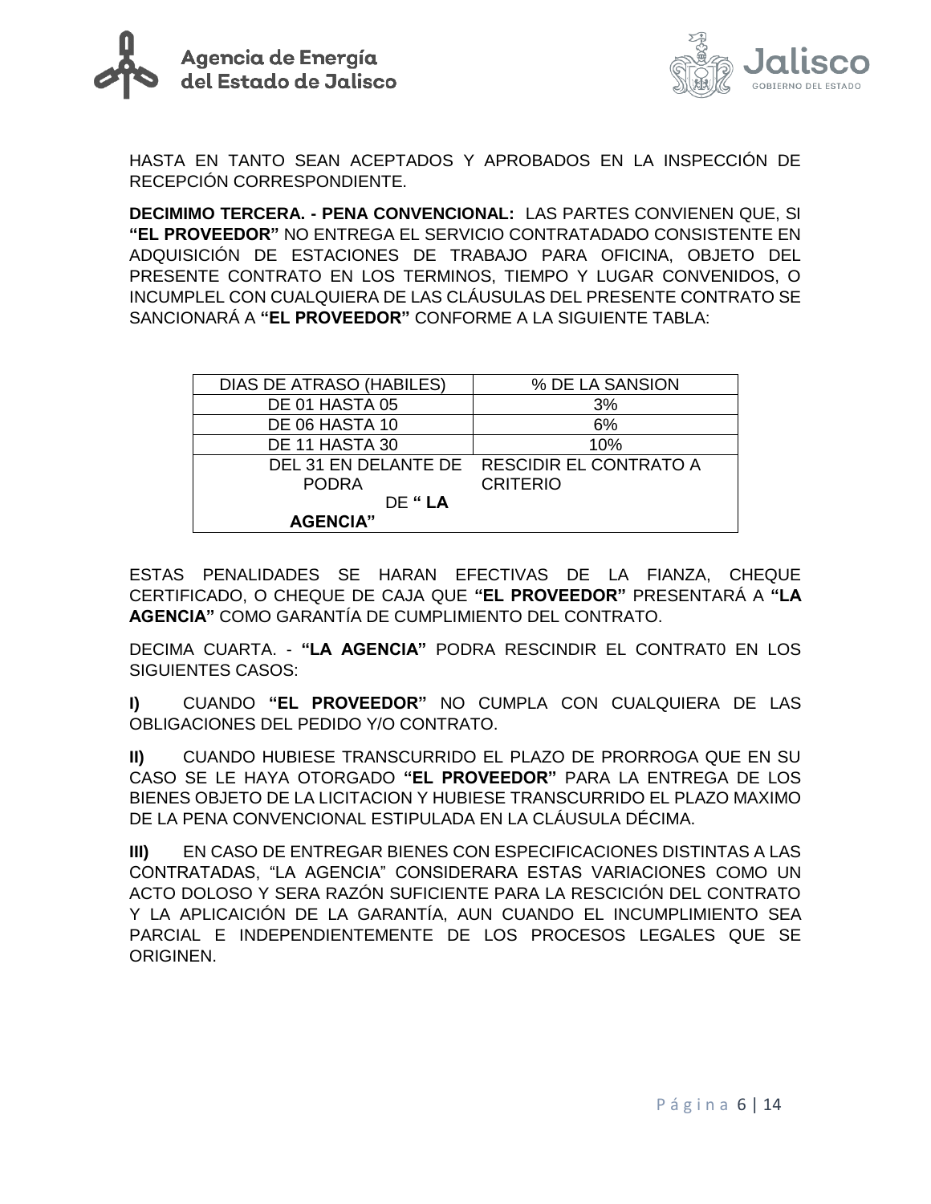HASTA EN TANTO SEAN ACEPTADOS Y APROBADOS EN LA INSPECCIÓN DE RECEPCIÓN CORRESPONDIENTE.

**DECIMIMO TERCERA. - PENA CONVENCIONAL:** LAS PARTES CONVIENEN QUE, SI **"EL PROVEEDOR"** NO ENTREGA EL SERVICIO CONTRATADADO CONSISTENTE EN ADQUISICIÓN DE ESTACIONES DE TRABAJO PARA OFICINA, OBJETO DEL PRESENTE CONTRATO EN LOS TERMINOS, TIEMPO Y LUGAR CONVENIDOS, O INCUMPLEL CON CUALQUIERA DE LAS CLÁUSULAS DEL PRESENTE CONTRATO SE SANCIONARÁ A **"EL PROVEEDOR"** CONFORME A LA SIGUIENTE TABLA:

| DIAS DE ATRASO (HABILES) | % DE LA SANSION |
|---|---|
| DE 01 HASTA 05 | 3% |
| DE 06 HASTA 10 | 6% |
| DE 11 HASTA 30 | 10% |
| DEL 31 EN DELANTE DE PODRA DE **" LA AGENCIA"** | RESCIDIR EL CONTRATO A CRITERIO |

ESTAS PENALIDADES SE HARAN EFECTIVAS DE LA FIANZA, CHEQUE CERTIFICADO, O CHEQUE DE CAJA QUE **"EL PROVEEDOR"** PRESENTARÁ A **"LA AGENCIA"** COMO GARANTÍA DE CUMPLIMIENTO DEL CONTRATO.

DECIMA CUARTA. - **"LA AGENCIA"** PODRA RESCINDIR EL CONTRAT0 EN LOS SIGUIENTES CASOS:

**I)** CUANDO **"EL PROVEEDOR"** NO CUMPLA CON CUALQUIERA DE LAS OBLIGACIONES DEL PEDIDO Y/O CONTRATO.

**II)** CUANDO HUBIESE TRANSCURRIDO EL PLAZO DE PRORROGA QUE EN SU CASO SE LE HAYA OTORGADO **"EL PROVEEDOR"** PARA LA ENTREGA DE LOS BIENES OBJETO DE LA LICITACION Y HUBIESE TRANSCURRIDO EL PLAZO MAXIMO DE LA PENA CONVENCIONAL ESTIPULADA EN LA CLÁUSULA DÉCIMA.

**III)** EN CASO DE ENTREGAR BIENES CON ESPECIFICACIONES DISTINTAS A LAS CONTRATADAS, "LA AGENCIA" CONSIDERARA ESTAS VARIACIONES COMO UN ACTO DOLOSO Y SERA RAZÓN SUFICIENTE PARA LA RESCICIÓN DEL CONTRATO Y LA APLICAICIÓN DE LA GARANTÍA, AUN CUANDO EL INCUMPLIMIENTO SEA PARCIAL E INDEPENDIENTEMENTE DE LOS PROCESOS LEGALES QUE SE ORIGINEN.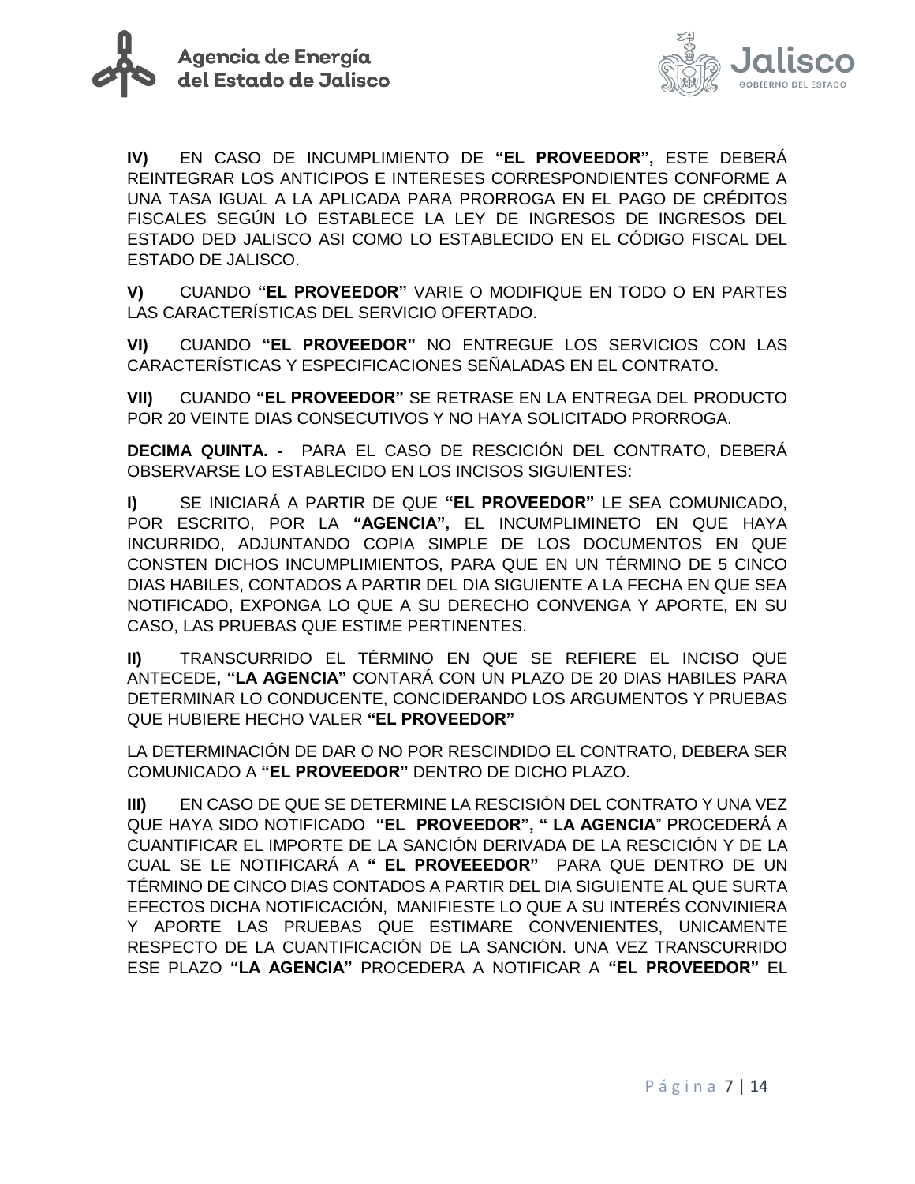**IV)** EN CASO DE INCUMPLIMIENTO DE **"EL PROVEEDOR",** ESTE DEBERÁ REINTEGRAR LOS ANTICIPOS E INTERESES CORRESPONDIENTES CONFORME A UNA TASA IGUAL A LA APLICADA PARA PRORROGA EN EL PAGO DE CRÉDITOS FISCALES SEGÚN LO ESTABLECE LA LEY DE INGRESOS DE INGRESOS DEL ESTADO DED JALISCO ASI COMO LO ESTABLECIDO EN EL CÓDIGO FISCAL DEL ESTADO DE JALISCO.

**V)** CUANDO **"EL PROVEEDOR"** VARIE O MODIFIQUE EN TODO O EN PARTES LAS CARACTERÍSTICAS DEL SERVICIO OFERTADO.

**VI)** CUANDO **"EL PROVEEDOR"** NO ENTREGUE LOS SERVICIOS CON LAS CARACTERÍSTICAS Y ESPECIFICACIONES SEÑALADAS EN EL CONTRATO.

**VII)** CUANDO **"EL PROVEEDOR"** SE RETRASE EN LA ENTREGA DEL PRODUCTO POR 20 VEINTE DIAS CONSECUTIVOS Y NO HAYA SOLICITADO PRORROGA.

**DECIMA QUINTA. -** PARA EL CASO DE RESCICIÓN DEL CONTRATO, DEBERÁ OBSERVARSE LO ESTABLECIDO EN LOS INCISOS SIGUIENTES:

**I)** SE INICIARÁ A PARTIR DE QUE **"EL PROVEEDOR"** LE SEA COMUNICADO, POR ESCRITO, POR LA **"AGENCIA",** EL INCUMPLIMINETO EN QUE HAYA INCURRIDO, ADJUNTANDO COPIA SIMPLE DE LOS DOCUMENTOS EN QUE CONSTEN DICHOS INCUMPLIMIENTOS, PARA QUE EN UN TÉRMINO DE 5 CINCO DIAS HABILES, CONTADOS A PARTIR DEL DIA SIGUIENTE A LA FECHA EN QUE SEA NOTIFICADO, EXPONGA LO QUE A SU DERECHO CONVENGA Y APORTE, EN SU CASO, LAS PRUEBAS QUE ESTIME PERTINENTES.

**II)** TRANSCURRIDO EL TÉRMINO EN QUE SE REFIERE EL INCISO QUE ANTECEDE**, "LA AGENCIA"** CONTARÁ CON UN PLAZO DE 20 DIAS HABILES PARA DETERMINAR LO CONDUCENTE, CONCIDERANDO LOS ARGUMENTOS Y PRUEBAS QUE HUBIERE HECHO VALER **"EL PROVEEDOR"**

LA DETERMINACIÓN DE DAR O NO POR RESCINDIDO EL CONTRATO, DEBERA SER COMUNICADO A **"EL PROVEEDOR"** DENTRO DE DICHO PLAZO.

**III)** EN CASO DE QUE SE DETERMINE LA RESCISIÓN DEL CONTRATO Y UNA VEZ QUE HAYA SIDO NOTIFICADO **"EL PROVEEDOR", " LA AGENCIA"** PROCEDERÁ A CUANTIFICAR EL IMPORTE DE LA SANCIÓN DERIVADA DE LA RESCICIÓN Y DE LA CUAL SE LE NOTIFICARÁ A **" EL PROVEEEDOR"** PARA QUE DENTRO DE UN TÉRMINO DE CINCO DIAS CONTADOS A PARTIR DEL DIA SIGUIENTE AL QUE SURTA EFECTOS DICHA NOTIFICACIÓN, MANIFIESTE LO QUE A SU INTERÉS CONVINIERA Y APORTE LAS PRUEBAS QUE ESTIMARE CONVENIENTES, UNICAMENTE RESPECTO DE LA CUANTIFICACIÓN DE LA SANCIÓN. UNA VEZ TRANSCURRIDO ESE PLAZO **"LA AGENCIA"** PROCEDERA A NOTIFICAR A **"EL PROVEEDOR"** EL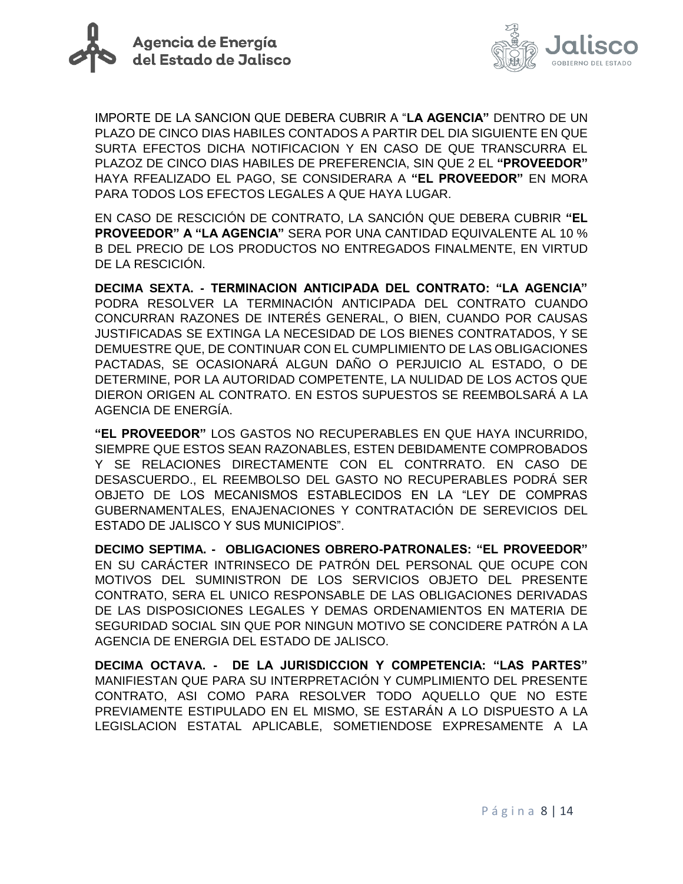IMPORTE DE LA SANCION QUE DEBERA CUBRIR A "**LA AGENCIA"** DENTRO DE UN PLAZO DE CINCO DIAS HABILES CONTADOS A PARTIR DEL DIA SIGUIENTE EN QUE SURTA EFECTOS DICHA NOTIFICACION Y EN CASO DE QUE TRANSCURRA EL PLAZOZ DE CINCO DIAS HABILES DE PREFERENCIA, SIN QUE 2 EL **"PROVEEDOR"** HAYA RFEALIZADO EL PAGO, SE CONSIDERARA A **"EL PROVEEDOR"** EN MORA PARA TODOS LOS EFECTOS LEGALES A QUE HAYA LUGAR.

EN CASO DE RESCICIÓN DE CONTRATO, LA SANCIÓN QUE DEBERA CUBRIR **"EL PROVEEDOR" A "LA AGENCIA"** SERA POR UNA CANTIDAD EQUIVALENTE AL 10 % B DEL PRECIO DE LOS PRODUCTOS NO ENTREGADOS FINALMENTE, EN VIRTUD DE LA RESCICIÓN.

**DECIMA SEXTA. - TERMINACION ANTICIPADA DEL CONTRATO: "LA AGENCIA"** PODRA RESOLVER LA TERMINACIÓN ANTICIPADA DEL CONTRATO CUANDO CONCURRAN RAZONES DE INTERÉS GENERAL, O BIEN, CUANDO POR CAUSAS JUSTIFICADAS SE EXTINGA LA NECESIDAD DE LOS BIENES CONTRATADOS, Y SE DEMUESTRE QUE, DE CONTINUAR CON EL CUMPLIMIENTO DE LAS OBLIGACIONES PACTADAS, SE OCASIONARÁ ALGUN DAÑO O PERJUICIO AL ESTADO, O DE DETERMINE, POR LA AUTORIDAD COMPETENTE, LA NULIDAD DE LOS ACTOS QUE DIERON ORIGEN AL CONTRATO. EN ESTOS SUPUESTOS SE REEMBOLSARÁ A LA AGENCIA DE ENERGÍA.

**"EL PROVEEDOR"** LOS GASTOS NO RECUPERABLES EN QUE HAYA INCURRIDO, SIEMPRE QUE ESTOS SEAN RAZONABLES, ESTEN DEBIDAMENTE COMPROBADOS Y SE RELACIONES DIRECTAMENTE CON EL CONTRRATO. EN CASO DE DESASCUERDO., EL REEMBOLSO DEL GASTO NO RECUPERABLES PODRÁ SER OBJETO DE LOS MECANISMOS ESTABLECIDOS EN LA "LEY DE COMPRAS GUBERNAMENTALES, ENAJENACIONES Y CONTRATACIÓN DE SEREVICIOS DEL ESTADO DE JALISCO Y SUS MUNICIPIOS".

**DECIMO SEPTIMA. - OBLIGACIONES OBRERO-PATRONALES: "EL PROVEEDOR"** EN SU CARÁCTER INTRINSECO DE PATRÓN DEL PERSONAL QUE OCUPE CON MOTIVOS DEL SUMINISTRON DE LOS SERVICIOS OBJETO DEL PRESENTE CONTRATO, SERA EL UNICO RESPONSABLE DE LAS OBLIGACIONES DERIVADAS DE LAS DISPOSICIONES LEGALES Y DEMAS ORDENAMIENTOS EN MATERIA DE SEGURIDAD SOCIAL SIN QUE POR NINGUN MOTIVO SE CONCIDERE PATRÓN A LA AGENCIA DE ENERGIA DEL ESTADO DE JALISCO.

**DECIMA OCTAVA. - DE LA JURISDICCION Y COMPETENCIA: "LAS PARTES"** MANIFIESTAN QUE PARA SU INTERPRETACIÓN Y CUMPLIMIENTO DEL PRESENTE CONTRATO, ASI COMO PARA RESOLVER TODO AQUELLO QUE NO ESTE PREVIAMENTE ESTIPULADO EN EL MISMO, SE ESTARÁN A LO DISPUESTO A LA LEGISLACION ESTATAL APLICABLE, SOMETIENDOSE EXPRESAMENTE A LA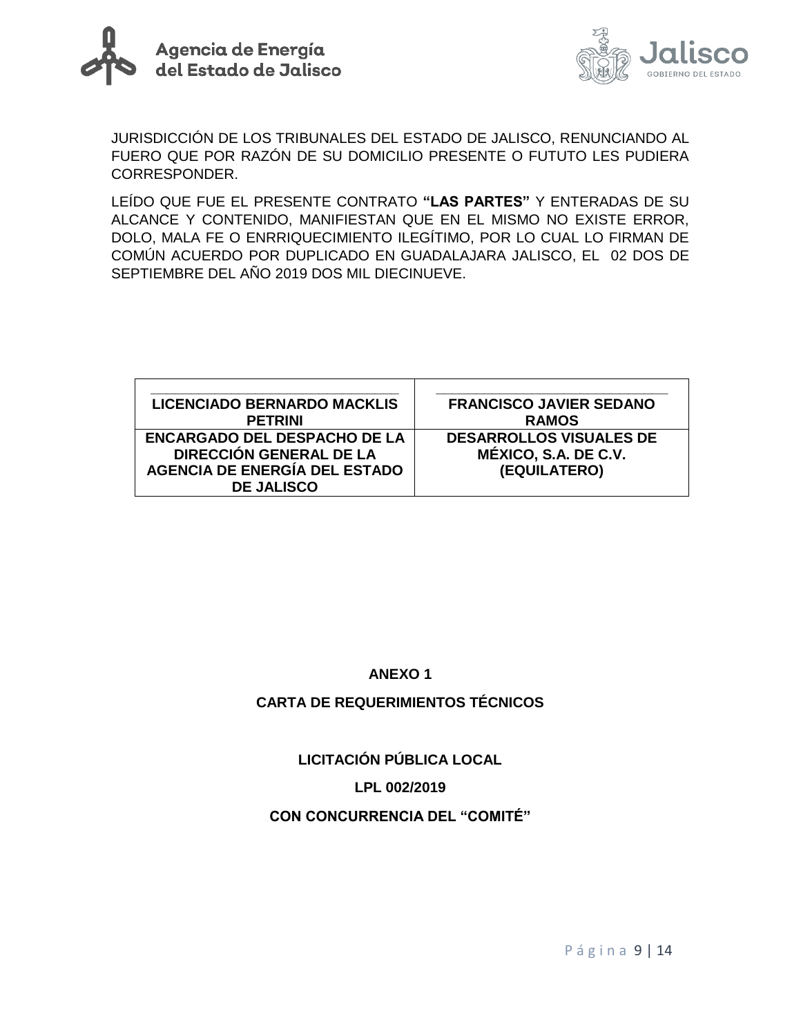JURISDICCIÓN DE LOS TRIBUNALES DEL ESTADO DE JALISCO, RENUNCIANDO AL FUERO QUE POR RAZÓN DE SU DOMICILIO PRESENTE O FUTUTO LES PUDIERA CORRESPONDER.

LEÍDO QUE FUE EL PRESENTE CONTRATO **"LAS PARTES"** Y ENTERADAS DE SU ALCANCE Y CONTENIDO, MANIFIESTAN QUE EN EL MISMO NO EXISTE ERROR, DOLO, MALA FE O ENRRIQUECIMIENTO ILEGÍTIMO, POR LO CUAL LO FIRMAN DE COMÚN ACUERDO POR DUPLICADO EN GUADALAJARA JALISCO, EL 02 DOS DE SEPTIEMBRE DEL AÑO 2019 DOS MIL DIECINUEVE.

| ______________________________ **LICENCIADO BERNARDO MACKLIS PETRINI** | ______________________________ **FRANCISCO JAVIER SEDANO RAMOS** |
|---|---|
| **ENCARGADO DEL DESPACHO DE LA DIRECCIÓN GENERAL DE LA AGENCIA DE ENERGÍA DEL ESTADO DE JALISCO** | **DESARROLLOS VISUALES DE MÉXICO, S.A. DE C.V. (EQUILATERO)** |

**ANEXO 1**

**CARTA DE REQUERIMIENTOS TÉCNICOS**

**LICITACIÓN PÚBLICA LOCAL**

**LPL 002/2019**

**CON CONCURRENCIA DEL "COMITÉ"**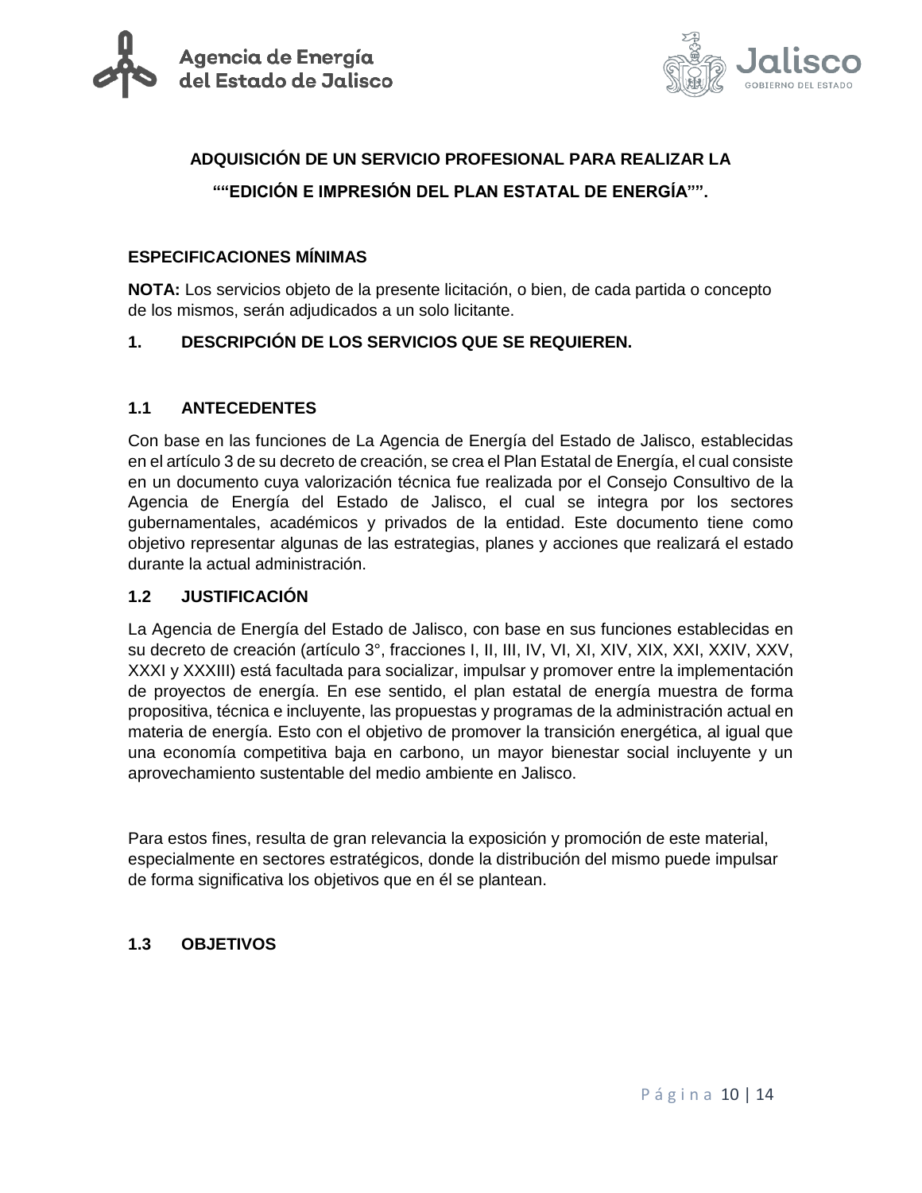**ADQUISICIÓN DE UN SERVICIO PROFESIONAL PARA REALIZAR LA**

**““EDICIÓN E IMPRESIÓN DEL PLAN ESTATAL DE ENERGÍA””.**

## ESPECIFICACIONES MÍNIMAS

**NOTA:** Los servicios objeto de la presente licitación, o bien, de cada partida o concepto de los mismos, serán adjudicados a un solo licitante.

## 1. DESCRIPCIÓN DE LOS SERVICIOS QUE SE REQUIEREN.

### 1.1 ANTECEDENTES

Con base en las funciones de La Agencia de Energía del Estado de Jalisco, establecidas en el artículo 3 de su decreto de creación, se crea el Plan Estatal de Energía, el cual consiste en un documento cuya valorización técnica fue realizada por el Consejo Consultivo de la Agencia de Energía del Estado de Jalisco, el cual se integra por los sectores gubernamentales, académicos y privados de la entidad. Este documento tiene como objetivo representar algunas de las estrategias, planes y acciones que realizará el estado durante la actual administración.

### 1.2 JUSTIFICACIÓN

La Agencia de Energía del Estado de Jalisco, con base en sus funciones establecidas en su decreto de creación (artículo 3°, fracciones I, II, III, IV, VI, XI, XIV, XIX, XXI, XXIV, XXV, XXXI y XXXIII) está facultada para socializar, impulsar y promover entre la implementación de proyectos de energía. En ese sentido, el plan estatal de energía muestra de forma propositiva, técnica e incluyente, las propuestas y programas de la administración actual en materia de energía. Esto con el objetivo de promover la transición energética, al igual que una economía competitiva baja en carbono, un mayor bienestar social incluyente y un aprovechamiento sustentable del medio ambiente en Jalisco.

Para estos fines, resulta de gran relevancia la exposición y promoción de este material, especialmente en sectores estratégicos, donde la distribución del mismo puede impulsar de forma significativa los objetivos que en él se plantean.

### 1.3 OBJETIVOS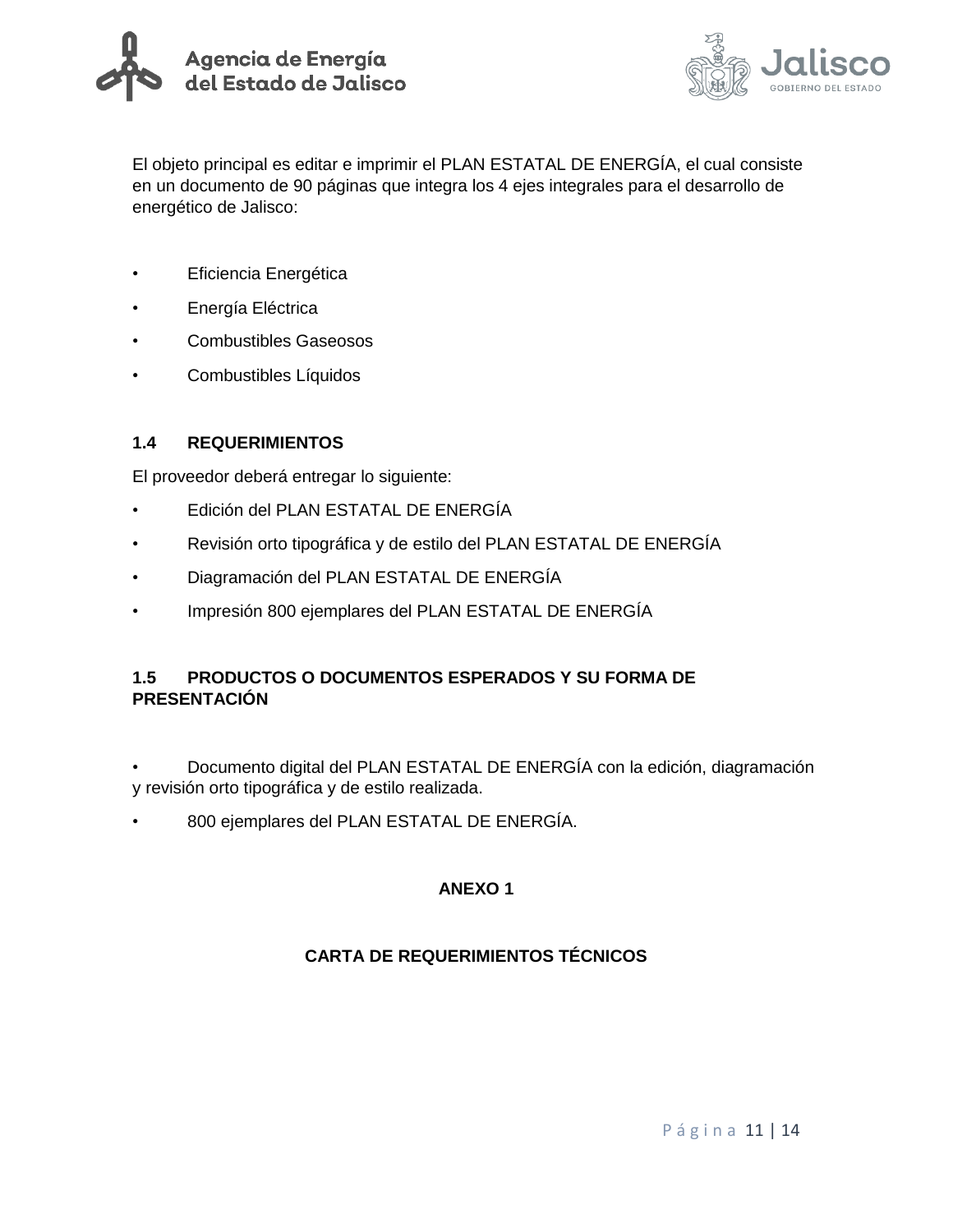El objeto principal es editar e imprimir el PLAN ESTATAL DE ENERGÍA, el cual consiste en un documento de 90 páginas que integra los 4 ejes integrales para el desarrollo de energético de Jalisco:

- Eficiencia Energética
- Energía Eléctrica
- Combustibles Gaseosos
- Combustibles Líquidos

### 1.4 REQUERIMIENTOS

El proveedor deberá entregar lo siguiente:

- Edición del PLAN ESTATAL DE ENERGÍA
- Revisión orto tipográfica y de estilo del PLAN ESTATAL DE ENERGÍA
- Diagramación del PLAN ESTATAL DE ENERGÍA
- Impresión 800 ejemplares del PLAN ESTATAL DE ENERGÍA

### 1.5 PRODUCTOS O DOCUMENTOS ESPERADOS Y SU FORMA DE PRESENTACIÓN

- Documento digital del PLAN ESTATAL DE ENERGÍA con la edición, diagramación y revisión orto tipográfica y de estilo realizada.
- 800 ejemplares del PLAN ESTATAL DE ENERGÍA.

## ANEXO 1

## CARTA DE REQUERIMIENTOS TÉCNICOS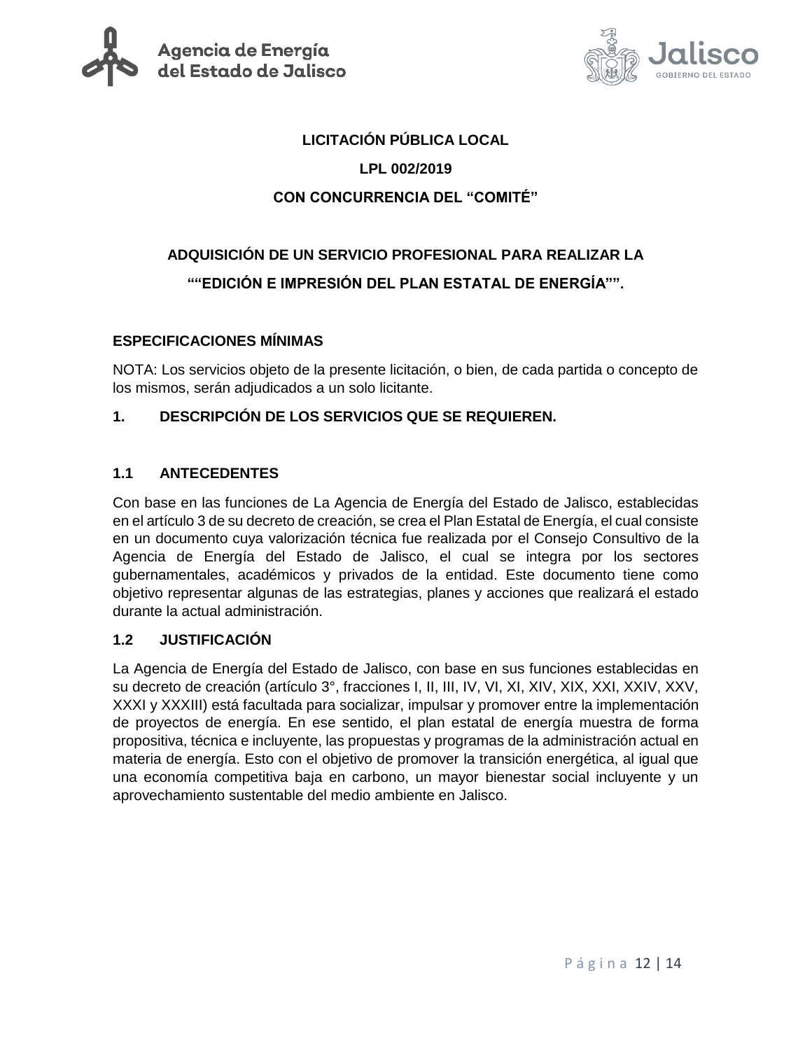**LICITACIÓN PÚBLICA LOCAL**

**LPL 002/2019**

**CON CONCURRENCIA DEL "COMITÉ"**

**ADQUISICIÓN DE UN SERVICIO PROFESIONAL PARA REALIZAR LA**

**""EDICIÓN E IMPRESIÓN DEL PLAN ESTATAL DE ENERGÍA"".**

## ESPECIFICACIONES MÍNIMAS

NOTA: Los servicios objeto de la presente licitación, o bien, de cada partida o concepto de los mismos, serán adjudicados a un solo licitante.

## 1. DESCRIPCIÓN DE LOS SERVICIOS QUE SE REQUIEREN.

### 1.1 ANTECEDENTES

Con base en las funciones de La Agencia de Energía del Estado de Jalisco, establecidas en el artículo 3 de su decreto de creación, se crea el Plan Estatal de Energía, el cual consiste en un documento cuya valorización técnica fue realizada por el Consejo Consultivo de la Agencia de Energía del Estado de Jalisco, el cual se integra por los sectores gubernamentales, académicos y privados de la entidad. Este documento tiene como objetivo representar algunas de las estrategias, planes y acciones que realizará el estado durante la actual administración.

### 1.2 JUSTIFICACIÓN

La Agencia de Energía del Estado de Jalisco, con base en sus funciones establecidas en su decreto de creación (artículo 3°, fracciones I, II, III, IV, VI, XI, XIV, XIX, XXI, XXIV, XXV, XXXI y XXXIII) está facultada para socializar, impulsar y promover entre la implementación de proyectos de energía. En ese sentido, el plan estatal de energía muestra de forma propositiva, técnica e incluyente, las propuestas y programas de la administración actual en materia de energía. Esto con el objetivo de promover la transición energética, al igual que una economía competitiva baja en carbono, un mayor bienestar social incluyente y un aprovechamiento sustentable del medio ambiente en Jalisco.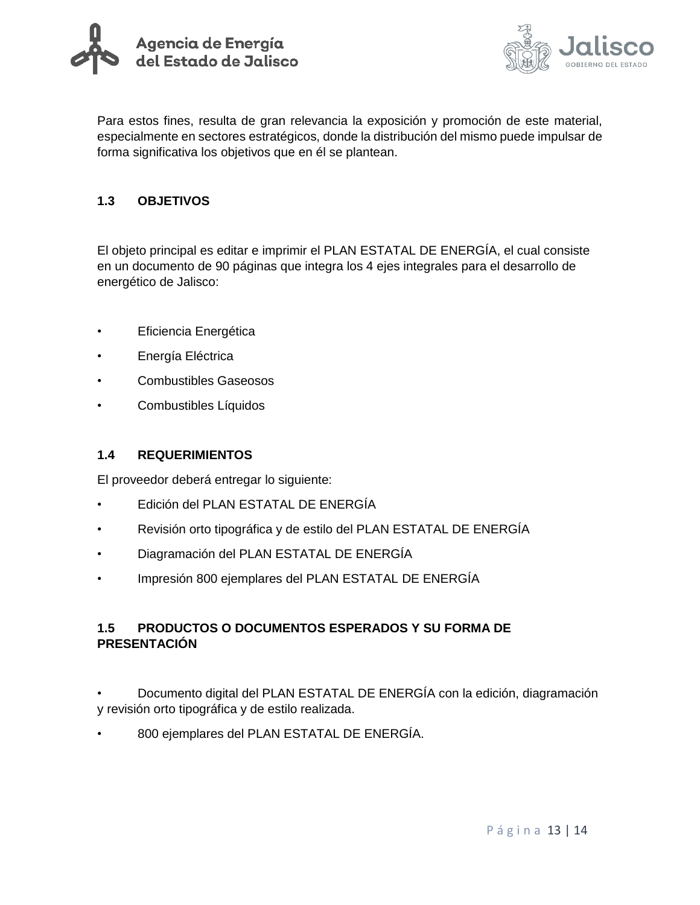Para estos fines, resulta de gran relevancia la exposición y promoción de este material, especialmente en sectores estratégicos, donde la distribución del mismo puede impulsar de forma significativa los objetivos que en él se plantean.

## 1.3 OBJETIVOS

El objeto principal es editar e imprimir el PLAN ESTATAL DE ENERGÍA, el cual consiste en un documento de 90 páginas que integra los 4 ejes integrales para el desarrollo de energético de Jalisco:

- Eficiencia Energética
- Energía Eléctrica
- Combustibles Gaseosos
- Combustibles Líquidos

## 1.4 REQUERIMIENTOS

El proveedor deberá entregar lo siguiente:

- Edición del PLAN ESTATAL DE ENERGÍA
- Revisión orto tipográfica y de estilo del PLAN ESTATAL DE ENERGÍA
- Diagramación del PLAN ESTATAL DE ENERGÍA
- Impresión 800 ejemplares del PLAN ESTATAL DE ENERGÍA

## 1.5 PRODUCTOS O DOCUMENTOS ESPERADOS Y SU FORMA DE PRESENTACIÓN

- Documento digital del PLAN ESTATAL DE ENERGÍA con la edición, diagramación y revisión orto tipográfica y de estilo realizada.
- 800 ejemplares del PLAN ESTATAL DE ENERGÍA.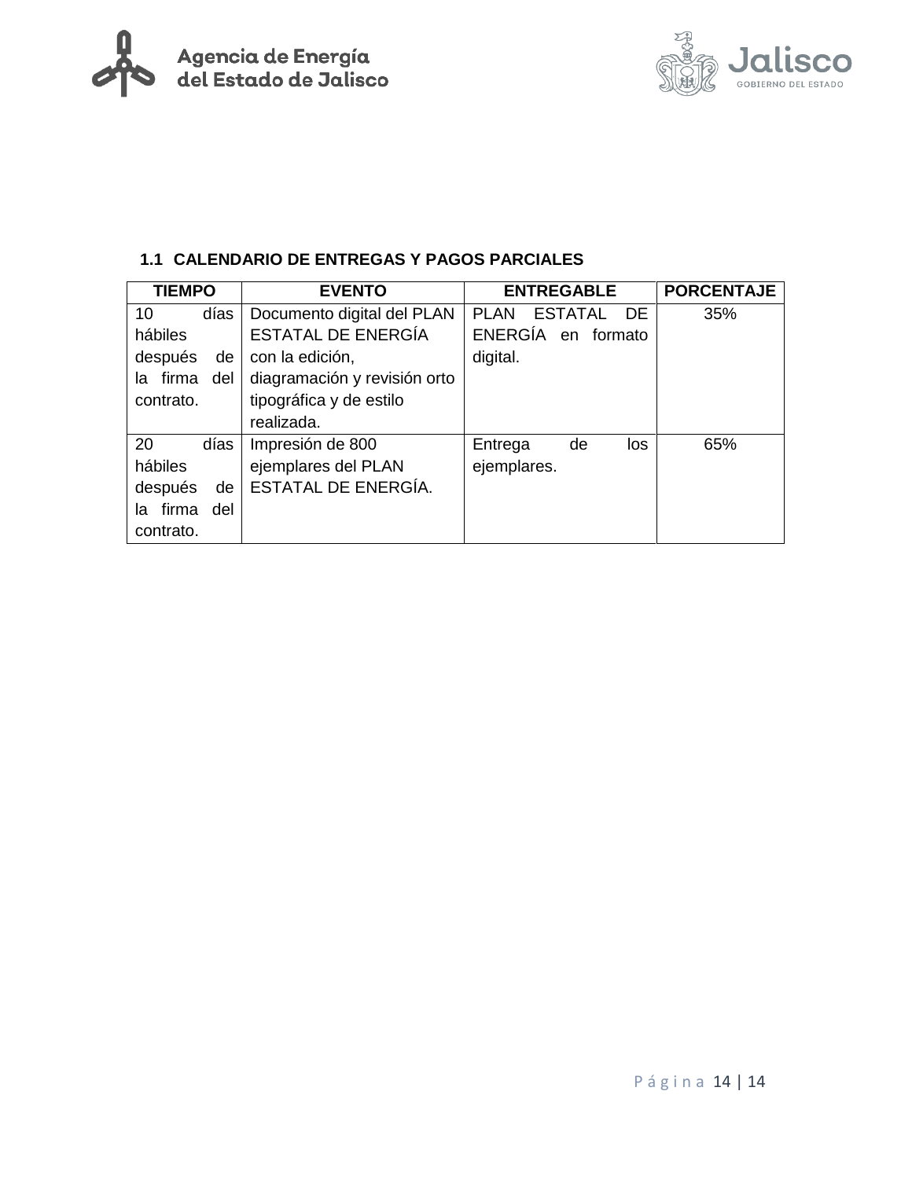### 1.1 CALENDARIO DE ENTREGAS Y PAGOS PARCIALES

| TIEMPO | EVENTO | ENTREGABLE | PORCENTAJE |
|---|---|---|---|
| 10 días hábiles después de la firma del contrato. | Documento digital del PLAN ESTATAL DE ENERGÍA con la edición, diagramación y revisión orto tipográfica y de estilo realizada. | PLAN ESTATAL DE ENERGÍA en formato digital. | 35% |
| 20 días hábiles después de la firma del contrato. | Impresión de 800 ejemplares del PLAN ESTATAL DE ENERGÍA. | Entrega de los ejemplares. | 65% |